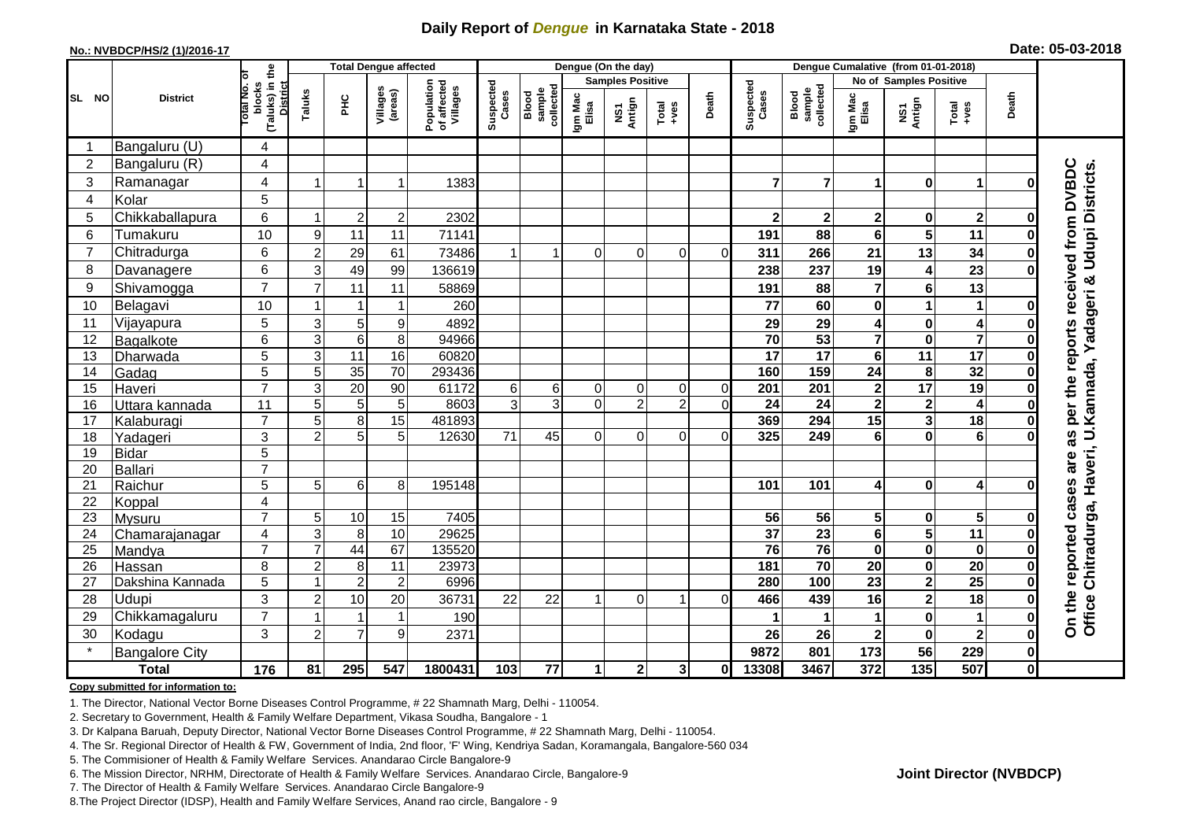# Daily Report of *Dengue* in Karnataka State - 2018

**No.: NVBDCP/HS/2 (1)/2016-17**

**Date: 05-03-2018**

| SL NO | District | Total No. of blocks (Taluks) in the District | Total Dengue affected | | | | Dengue (On the day) | | | | | | | Dengue Cumalative (from 01-01-2018) | | | | | | | |
|---|---|---|---|---|---|---|---|---|---|---|---|---|---|---|---|---|---|---|---|---|
| | | | Taluks | PHC | Villages (areas) | Population of affected Villages | Suspected Cases | Blood sample collected | Samples Positive | | | Death | Suspected Cases | Blood sample collected | No of Samples Positive | | | Death | |
| | | | | | | | | | Igm Mac Elisa | NS1 Antign | Total +ves | | | | Igm Mac Elisa | NS1 Antign | Total +ves | | |
| 1 | Bangaluru (U) | 4 | | | | | | | | | | | | | | | | | On the reported cases are as per the reports received from DVBDC Office Chitradurga, Haveri, U.Kannada, Yadageri & Udupi Districts. |
| 2 | Bangaluru (R) | 4 | | | | | | | | | | | | | | | | | |
| 3 | Ramanagar | 4 | 1 | 1 | 1 | 1383 | | | | | | | 7 | 7 | 1 | 0 | 1 | 0 | |
| 4 | Kolar | 5 | | | | | | | | | | | | | | | | | |
| 5 | Chikkaballapura | 6 | 1 | 2 | 2 | 2302 | | | | | | | 2 | 2 | 2 | 0 | 2 | 0 | |
| 6 | Tumakuru | 10 | 9 | 11 | 11 | 71141 | | | | | | | 191 | 88 | 6 | 5 | 11 | 0 | |
| 7 | Chitradurga | 6 | 2 | 29 | 61 | 73486 | 1 | 1 | 0 | 0 | 0 | 0 | 311 | 266 | 21 | 13 | 34 | 0 | |
| 8 | Davanagere | 6 | 3 | 49 | 99 | 136619 | | | | | | | 238 | 237 | 19 | 4 | 23 | 0 | |
| 9 | Shivamogga | 7 | 7 | 11 | 11 | 58869 | | | | | | | 191 | 88 | 7 | 6 | 13 | | |
| 10 | Belagavi | 10 | 1 | 1 | 1 | 260 | | | | | | | 77 | 60 | 0 | 1 | 1 | 0 | |
| 11 | Vijayapura | 5 | 3 | 5 | 9 | 4892 | | | | | | | 29 | 29 | 4 | 0 | 4 | 0 | |
| 12 | Bagalkote | 6 | 3 | 6 | 8 | 94966 | | | | | | | 70 | 53 | 7 | 0 | 7 | 0 | |
| 13 | Dharwada | 5 | 3 | 11 | 16 | 60820 | | | | | | | 17 | 17 | 6 | 11 | 17 | 0 | |
| 14 | Gadag | 5 | 5 | 35 | 70 | 293436 | | | | | | | 160 | 159 | 24 | 8 | 32 | 0 | |
| 15 | Haveri | 7 | 3 | 20 | 90 | 61172 | 6 | 6 | 0 | 0 | 0 | 0 | 201 | 201 | 2 | 17 | 19 | 0 | |
| 16 | Uttara kannada | 11 | 5 | 5 | 5 | 8603 | 3 | 3 | 0 | 2 | 2 | 0 | 24 | 24 | 2 | 2 | 4 | 0 | |
| 17 | Kalaburagi | 7 | 5 | 8 | 15 | 481893 | | | | | | | 369 | 294 | 15 | 3 | 18 | 0 | |
| 18 | Yadageri | 3 | 2 | 5 | 5 | 12630 | 71 | 45 | 0 | 0 | 0 | 0 | 325 | 249 | 6 | 0 | 6 | 0 | |
| 19 | Bidar | 5 | | | | | | | | | | | | | | | | | |
| 20 | Ballari | 7 | | | | | | | | | | | | | | | | | |
| 21 | Raichur | 5 | 5 | 6 | 8 | 195148 | | | | | | | 101 | 101 | 4 | 0 | 4 | 0 | |
| 22 | Koppal | 4 | | | | | | | | | | | | | | | | | |
| 23 | Mysuru | 7 | 5 | 10 | 15 | 7405 | | | | | | | 56 | 56 | 5 | 0 | 5 | 0 | |
| 24 | Chamarajanagar | 4 | 3 | 8 | 10 | 29625 | | | | | | | 37 | 23 | 6 | 5 | 11 | 0 | |
| 25 | Mandya | 7 | 7 | 44 | 67 | 135520 | | | | | | | 76 | 76 | 0 | 0 | 0 | 0 | |
| 26 | Hassan | 8 | 2 | 8 | 11 | 23973 | | | | | | | 181 | 70 | 20 | 0 | 20 | 0 | |
| 27 | Dakshina Kannada | 5 | 1 | 2 | 2 | 6996 | | | | | | | 280 | 100 | 23 | 2 | 25 | 0 | |
| 28 | Udupi | 3 | 2 | 10 | 20 | 36731 | 22 | 22 | 1 | 0 | 1 | 0 | 466 | 439 | 16 | 2 | 18 | 0 | |
| 29 | Chikkamagaluru | 7 | 1 | 1 | 1 | 190 | | | | | | | 1 | 1 | 1 | 0 | 1 | 0 | |
| 30 | Kodagu | 3 | 2 | 7 | 9 | 2371 | | | | | | | 26 | 26 | 2 | 0 | 2 | 0 | |
| * | Bangalore City | | | | | | | | | | | | 9872 | 801 | 173 | 56 | 229 | 0 | |
| | **Total** | **176** | **81** | **295** | **547** | **1800431** | **103** | **77** | **1** | **2** | **3** | **0** | **13308** | **3467** | **372** | **135** | **507** | **0** | |

**Copy submitted for information to:**

1. The Director, National Vector Borne Diseases Control Programme, # 22 Shamnath Marg, Delhi - 110054.
2. Secretary to Government, Health & Family Welfare Department, Vikasa Soudha, Bangalore - 1
3. Dr Kalpana Baruah, Deputy Director, National Vector Borne Diseases Control Programme, # 22 Shamnath Marg, Delhi - 110054.
4. The Sr. Regional Director of Health & FW, Government of India, 2nd floor, 'F' Wing, Kendriya Sadan, Koramangala, Bangalore-560 034
5. The Commisioner of Health & Family Welfare Services. Anandarao Circle Bangalore-9
6. The Mission Director, NRHM, Directorate of Health & Family Welfare Services. Anandarao Circle, Bangalore-9
7. The Director of Health & Family Welfare Services. Anandarao Circle Bangalore-9
8. The Project Director (IDSP), Health and Family Welfare Services, Anand rao circle, Bangalore - 9

**Joint Director (NVBDCP)**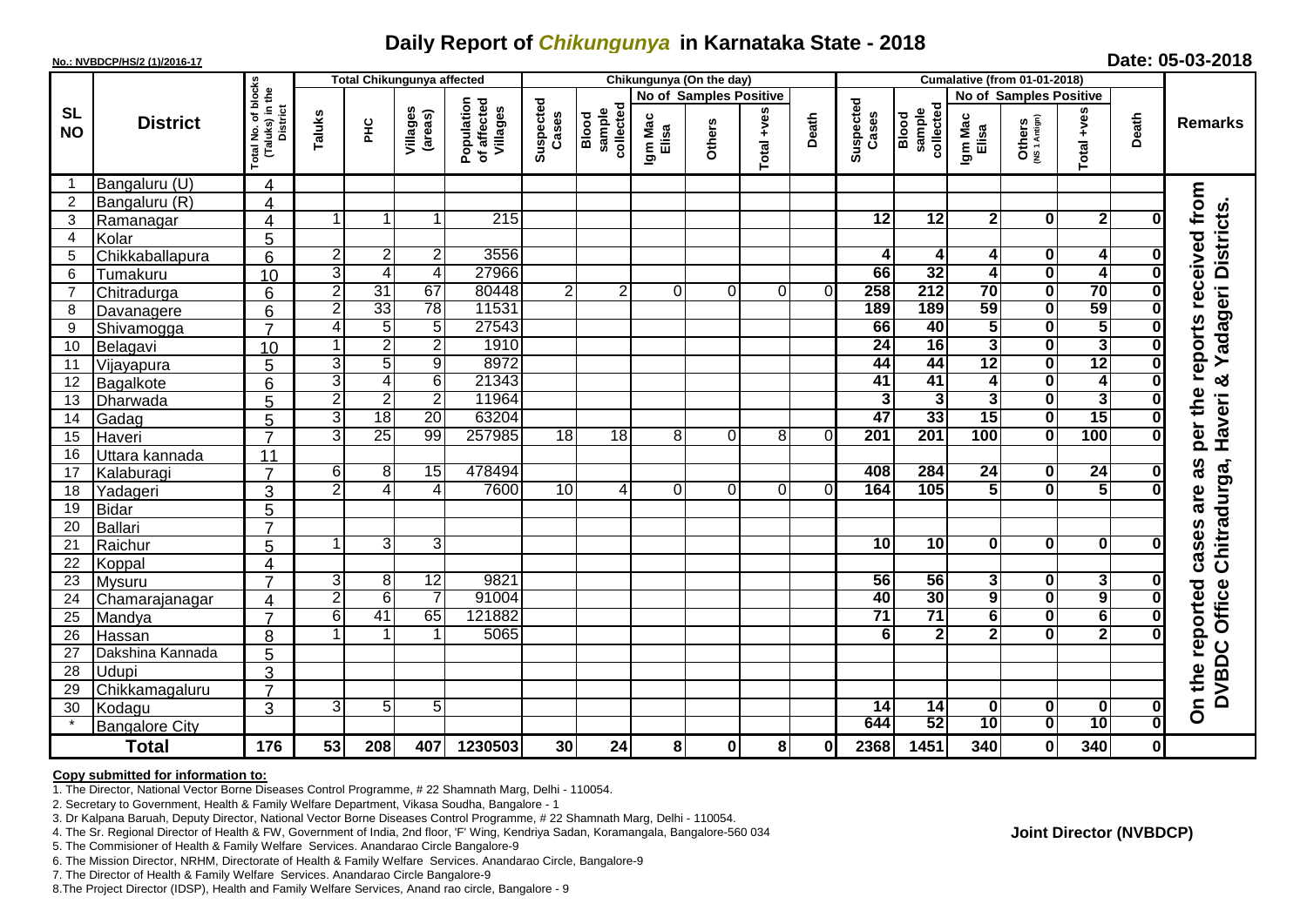# Daily Report of *Chikungunya* in Karnataka State - 2018

**No.: NVBDCP/HS/2 (1)/2016-17**

**Date: 05-03-2018**

| SL NO | District | Total No. of blocks (Taluks) in the District | Total Chikungunya affected | | | | Chikungunya (On the day) | | | | | | | Cumalative (from 01-01-2018) | | | | | | | Remarks |
|---|---|---|---|---|---|---|---|---|---|---|---|---|---|---|---|---|---|---|---|---|---|
| | | | | | | | | | No of Samples Positive | | | | | | | No of Samples Positive | | | | | |
| | | | Taluks | PHC | Villages (areas) | Population of affected Villages | Suspected Cases | Blood sample collected | Igm Mac Elisa | Others | Total +ves | Death | Suspected Cases | Blood sample collected | Igm Mac Elisa | Others (NS 1 Antign) | Total +ves | Death | |
| 1 | Bangaluru (U) | 4 | | | | | | | | | | | | | | | | | On the reported cases are as per the reports received from DVBDC Office Chitradurga, Haveri & Yadageri Districts. |
| 2 | Bangaluru (R) | 4 | | | | | | | | | | | | | | | | | |
| 3 | Ramanagar | 4 | 1 | 1 | 1 | 215 | | | | | | | 12 | 12 | 2 | 0 | 2 | 0 | |
| 4 | Kolar | 5 | | | | | | | | | | | | | | | | | |
| 5 | Chikkaballapura | 6 | 2 | 2 | 2 | 3556 | | | | | | | 4 | 4 | 4 | 0 | 4 | 0 | |
| 6 | Tumakuru | 10 | 3 | 4 | 4 | 27966 | | | | | | | 66 | 32 | 4 | 0 | 4 | 0 | |
| 7 | Chitradurga | 6 | 2 | 31 | 67 | 80448 | 2 | 2 | 0 | 0 | 0 | 0 | 258 | 212 | 70 | 0 | 70 | 0 | |
| 8 | Davanagere | 6 | 2 | 33 | 78 | 11531 | | | | | | | 189 | 189 | 59 | 0 | 59 | 0 | |
| 9 | Shivamogga | 7 | 4 | 5 | 5 | 27543 | | | | | | | 66 | 40 | 5 | 0 | 5 | 0 | |
| 10 | Belagavi | 10 | 1 | 2 | 2 | 1910 | | | | | | | 24 | 16 | 3 | 0 | 3 | 0 | |
| 11 | Vijayapura | 5 | 3 | 5 | 9 | 8972 | | | | | | | 44 | 44 | 12 | 0 | 12 | 0 | |
| 12 | Bagalkote | 6 | 3 | 4 | 6 | 21343 | | | | | | | 41 | 41 | 4 | 0 | 4 | 0 | |
| 13 | Dharwada | 5 | 2 | 2 | 2 | 11964 | | | | | | | 3 | 3 | 3 | 0 | 3 | 0 | |
| 14 | Gadag | 5 | 3 | 18 | 20 | 63204 | | | | | | | 47 | 33 | 15 | 0 | 15 | 0 | |
| 15 | Haveri | 7 | 3 | 25 | 99 | 257985 | 18 | 18 | 8 | 0 | 8 | 0 | 201 | 201 | 100 | 0 | 100 | 0 | |
| 16 | Uttara kannada | 11 | | | | | | | | | | | | | | | | | |
| 17 | Kalaburagi | 7 | 6 | 8 | 15 | 478494 | | | | | | | 408 | 284 | 24 | 0 | 24 | 0 | |
| 18 | Yadageri | 3 | 2 | 4 | 4 | 7600 | 10 | 4 | 0 | 0 | 0 | 0 | 164 | 105 | 5 | 0 | 5 | 0 | |
| 19 | Bidar | 5 | | | | | | | | | | | | | | | | | |
| 20 | Ballari | 7 | | | | | | | | | | | | | | | | | |
| 21 | Raichur | 5 | 1 | 3 | 3 | | | | | | | | 10 | 10 | 0 | 0 | 0 | 0 | |
| 22 | Koppal | 4 | | | | | | | | | | | | | | | | | |
| 23 | Mysuru | 7 | 3 | 8 | 12 | 9821 | | | | | | | 56 | 56 | 3 | 0 | 3 | 0 | |
| 24 | Chamarajanagar | 4 | 2 | 6 | 7 | 91004 | | | | | | | 40 | 30 | 9 | 0 | 9 | 0 | |
| 25 | Mandya | 7 | 6 | 41 | 65 | 121882 | | | | | | | 71 | 71 | 6 | 0 | 6 | 0 | |
| 26 | Hassan | 8 | 1 | 1 | 1 | 5065 | | | | | | | 6 | 2 | 2 | 0 | 2 | 0 | |
| 27 | Dakshina Kannada | 5 | | | | | | | | | | | | | | | | | |
| 28 | Udupi | 3 | | | | | | | | | | | | | | | | | |
| 29 | Chikkamagaluru | 7 | | | | | | | | | | | | | | | | | |
| 30 | Kodagu | 3 | 3 | 5 | 5 | | | | | | | | 14 | 14 | 0 | 0 | 0 | 0 | |
| * | Bangalore City | | | | | | | | | | | | 644 | 52 | 10 | 0 | 10 | 0 | |
| | **Total** | **176** | **53** | **208** | **407** | **1230503** | **30** | **24** | **8** | **0** | **8** | **0** | **2368** | **1451** | **340** | **0** | **340** | **0** | |

**Copy submitted for information to:**

1. The Director, National Vector Borne Diseases Control Programme, # 22 Shamnath Marg, Delhi - 110054.
2. Secretary to Government, Health & Family Welfare Department, Vikasa Soudha, Bangalore - 1
3. Dr Kalpana Baruah, Deputy Director, National Vector Borne Diseases Control Programme, # 22 Shamnath Marg, Delhi - 110054.
4. The Sr. Regional Director of Health & FW, Government of India, 2nd floor, 'F' Wing, Kendriya Sadan, Koramangala, Bangalore-560 034
5. The Commisioner of Health & Family Welfare Services. Anandarao Circle Bangalore-9
6. The Mission Director, NRHM, Directorate of Health & Family Welfare Services. Anandarao Circle, Bangalore-9
7. The Director of Health & Family Welfare Services. Anandarao Circle Bangalore-9
8. The Project Director (IDSP), Health and Family Welfare Services, Anand rao circle, Bangalore - 9

**Joint Director (NVBDCP)**